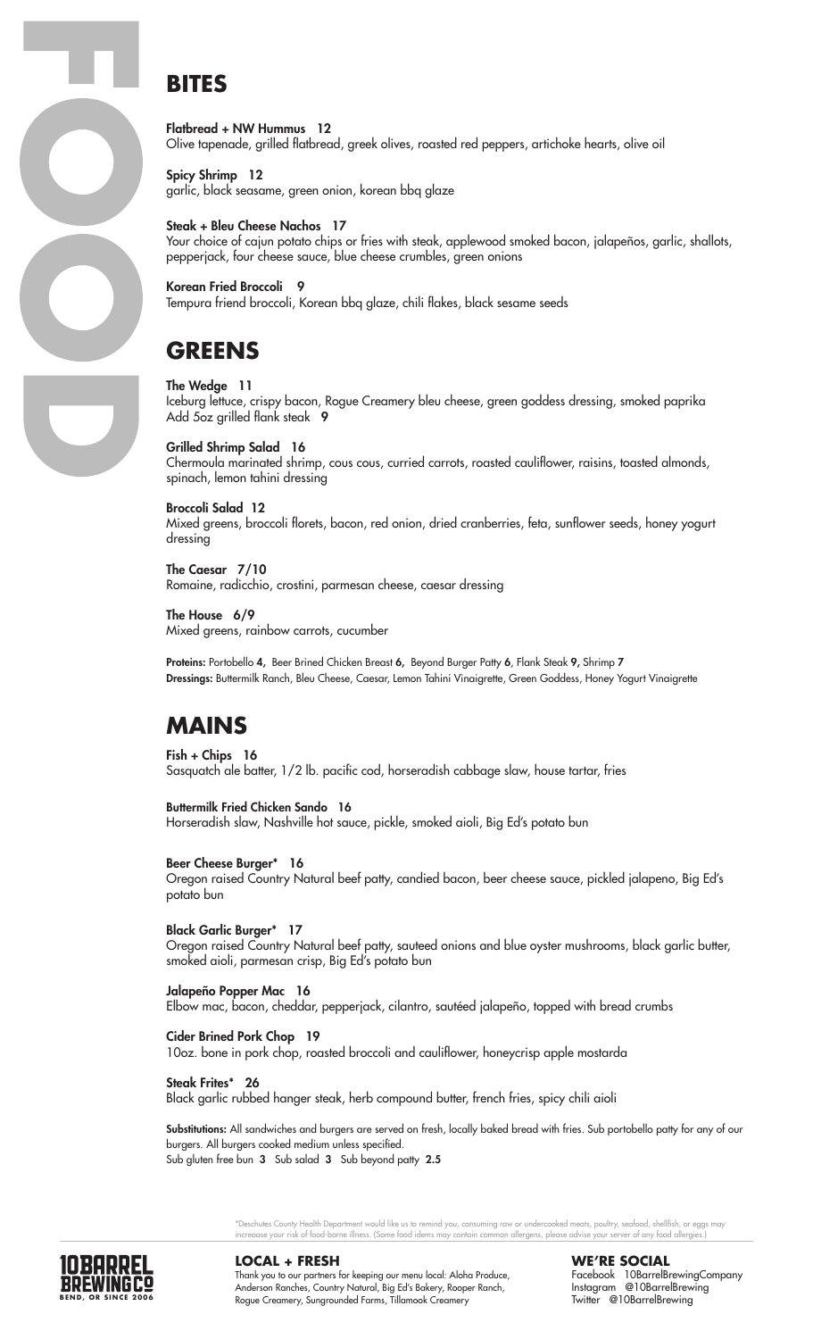# FOOD

## BITES

**Flatbread + NW Hummus 12**
Olive tapenade, grilled flatbread, greek olives, roasted red peppers, artichoke hearts, olive oil

**Spicy Shrimp 12**
garlic, black seasame, green onion, korean bbq glaze

**Steak + Bleu Cheese Nachos 17**
Your choice of cajun potato chips or fries with steak, applewood smoked bacon, jalapeños, garlic, shallots, pepperjack, four cheese sauce, blue cheese crumbles, green onions

**Korean Fried Broccoli 9**
Tempura friend broccoli, Korean bbq glaze, chili flakes, black sesame seeds

## GREENS

**The Wedge 11**
Iceburg lettuce, crispy bacon, Rogue Creamery bleu cheese, green goddess dressing, smoked paprika
Add 5oz grilled flank steak **9**

**Grilled Shrimp Salad 16**
Chermoula marinated shrimp, cous cous, curried carrots, roasted cauliflower, raisins, toasted almonds, spinach, lemon tahini dressing

**Broccoli Salad 12**
Mixed greens, broccoli florets, bacon, red onion, dried cranberries, feta, sunflower seeds, honey yogurt dressing

**The Caesar 7/10**
Romaine, radicchio, crostini, parmesan cheese, caesar dressing

**The House 6/9**
Mixed greens, rainbow carrots, cucumber

**Proteins:** Portobello **4**, Beer Brined Chicken Breast **6**, Beyond Burger Patty **6**, Flank Steak **9**, Shrimp **7**
**Dressings:** Buttermilk Ranch, Bleu Cheese, Caesar, Lemon Tahini Vinaigrette, Green Goddess, Honey Yogurt Vinaigrette

## MAINS

**Fish + Chips 16**
Sasquatch ale batter, 1/2 lb. pacific cod, horseradish cabbage slaw, house tartar, fries

**Buttermilk Fried Chicken Sando 16**
Horseradish slaw, Nashville hot sauce, pickle, smoked aioli, Big Ed's potato bun

**Beer Cheese Burger* 16**
Oregon raised Country Natural beef patty, candied bacon, beer cheese sauce, pickled jalapeno, Big Ed's potato bun

**Black Garlic Burger* 17**
Oregon raised Country Natural beef patty, sauteed onions and blue oyster mushrooms, black garlic butter, smoked aioli, parmesan crisp, Big Ed's potato bun

**Jalapeño Popper Mac 16**
Elbow mac, bacon, cheddar, pepperjack, cilantro, sautéed jalapeño, topped with bread crumbs

**Cider Brined Pork Chop 19**
10oz. bone in pork chop, roasted broccoli and cauliflower, honeycrisp apple mostarda

**Steak Frites* 26**
Black garlic rubbed hanger steak, herb compound butter, french fries, spicy chili aioli

**Substitutions:** All sandwiches and burgers are served on fresh, locally baked bread with fries. Sub portobello patty for any of our burgers. All burgers cooked medium unless specified.
Sub gluten free bun **3** Sub salad **3** Sub beyond patty **2.5**

*Deschutes County Health Department would like us to remind you, consuming raw or undercooked meats, poultry, seafood, shellfish, or eggs may increaase your risk of food-borne illness. (Some food idems may contain common allergens, please advise your server of any food allergies.)

10 BARREL BREWING CO
BEND, OR SINCE 2006

### LOCAL + FRESH

Thank you to our partners for keeping our menu local: Aloha Produce, Anderson Ranches, Country Natural, Big Ed's Bakery, Rooper Ranch, Rogue Creamery, Sungrounded Farms, Tillamook Creamery

### WE'RE SOCIAL

Facebook 10BarrelBrewingCompany
Instagram @10BarrelBrewing
Twitter @10BarrelBrewing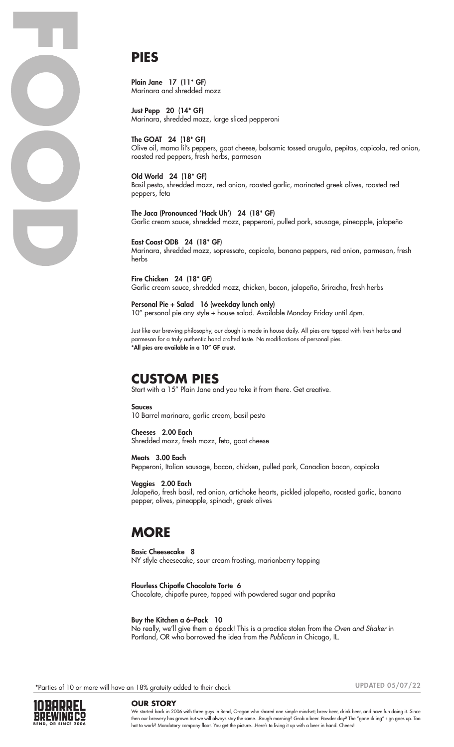# FOOD

## PIES

**Plain Jane 17 (11* GF)**
Marinara and shredded mozz

**Just Pepp 20 (14* GF)**
Marinara, shredded mozz, large sliced pepperoni

**The GOAT 24 (18* GF)**
Olive oil, mama lil's peppers, goat cheese, balsamic tossed arugula, pepitas, capicola, red onion, roasted red peppers, fresh herbs, parmesan

**Old World 24 (18* GF)**
Basil pesto, shredded mozz, red onion, roasted garlic, marinated greek olives, roasted red peppers, feta

**The Jaca (Pronounced 'Hack Uh') 24 (18* GF)**
Garlic cream sauce, shredded mozz, pepperoni, pulled pork, sausage, pineapple, jalapeño

**East Coast ODB 24 (18* GF)**
Marinara, shredded mozz, sopressata, capicola, banana peppers, red onion, parmesan, fresh herbs

**Fire Chicken 24 (18* GF)**
Garlic cream sauce, shredded mozz, chicken, bacon, jalapeño, Sriracha, fresh herbs

**Personal Pie + Salad 16 (weekday lunch only)**
10" personal pie any style + house salad. Available Monday-Friday until 4pm.

Just like our brewing philosophy, our dough is made in house daily. All pies are topped with fresh herbs and parmesan for a truly authentic hand crafted taste. No modifications of personal pies.
**\*All pies are available in a 10" GF crust.**

## CUSTOM PIES

Start with a 15" Plain Jane and you take it from there. Get creative.

**Sauces**
10 Barrel marinara, garlic cream, basil pesto

**Cheeses 2.00 Each**
Shredded mozz, fresh mozz, feta, goat cheese

**Meats 3.00 Each**
Pepperoni, Italian sausage, bacon, chicken, pulled pork, Canadian bacon, capicola

**Veggies 2.00 Each**
Jalapeño, fresh basil, red onion, artichoke hearts, pickled jalapeño, roasted garlic, banana pepper, olives, pineapple, spinach, greek olives

## MORE

**Basic Cheesecake 8**
NY stlyle cheesecake, sour cream frosting, marionberry topping

**Flourless Chipotle Chocolate Torte 6**
Chocolate, chipotle puree, topped with powdered sugar and paprika

**Buy the Kitchen a 6–Pack 10**
No really, we'll give them a 6pack! This is a practice stolen from the *Oven and Shaker* in Portland, OR who borrowed the idea from the *Publican* in Chicago, IL.

\*Parties of 10 or more will have an 18% gratuity added to their check

UPDATED 05/07/22

10 BARREL BREWING CO
BEND, OR SINCE 2006

### OUR STORY

We started back in 2006 with three guys in Bend, Oregon who shared one simple mindset; brew beer, drink beer, and have fun doing it. Since then our brewery has grown but we will always stay the same...Rough morning? Grab a beer. Powder day? The "gone skiing" sign goes up. Too hot to work? Mandatory company float. You get the picture...Here's to living it up with a beer in hand. Cheers!